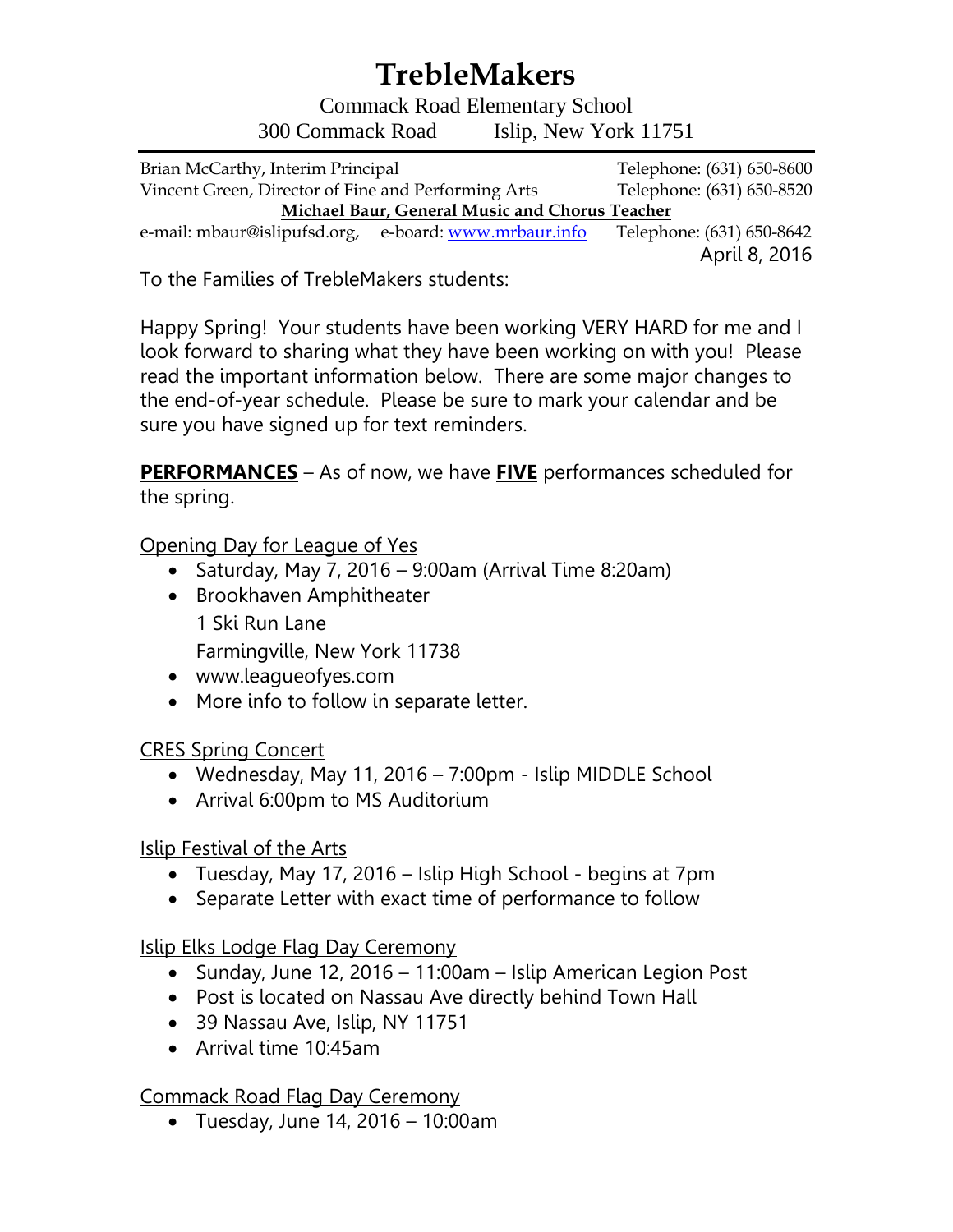# TrebleMakers

Commack Road Elementary School
300 Commack Road Islip, New York 11751

Brian McCarthy, Interim Principal — Telephone: (631) 650-8600
Vincent Green, Director of Fine and Performing Arts — Telephone: (631) 650-8520
**Michael Baur, General Music and Chorus Teacher**
e-mail: mbaur@islipufsd.org, e-board: [www.mrbaur.info](http://www.mrbaur.info) — Telephone: (631) 650-8642

April 8, 2016

To the Families of TrebleMakers students:

Happy Spring! Your students have been working VERY HARD for me and I look forward to sharing what they have been working on with you! Please read the important information below. There are some major changes to the end-of-year schedule. Please be sure to mark your calendar and be sure you have signed up for text reminders.

**PERFORMANCES** – As of now, we have **FIVE** performances scheduled for the spring.

Opening Day for League of Yes

- Saturday, May 7, 2016 – 9:00am (Arrival Time 8:20am)
- Brookhaven Amphitheater
  1 Ski Run Lane
  Farmingville, New York 11738
- www.leagueofyes.com
- More info to follow in separate letter.

CRES Spring Concert

- Wednesday, May 11, 2016 – 7:00pm - Islip MIDDLE School
- Arrival 6:00pm to MS Auditorium

Islip Festival of the Arts

- Tuesday, May 17, 2016 – Islip High School - begins at 7pm
- Separate Letter with exact time of performance to follow

Islip Elks Lodge Flag Day Ceremony

- Sunday, June 12, 2016 – 11:00am – Islip American Legion Post
- Post is located on Nassau Ave directly behind Town Hall
- 39 Nassau Ave, Islip, NY 11751
- Arrival time 10:45am

Commack Road Flag Day Ceremony

- Tuesday, June 14, 2016 – 10:00am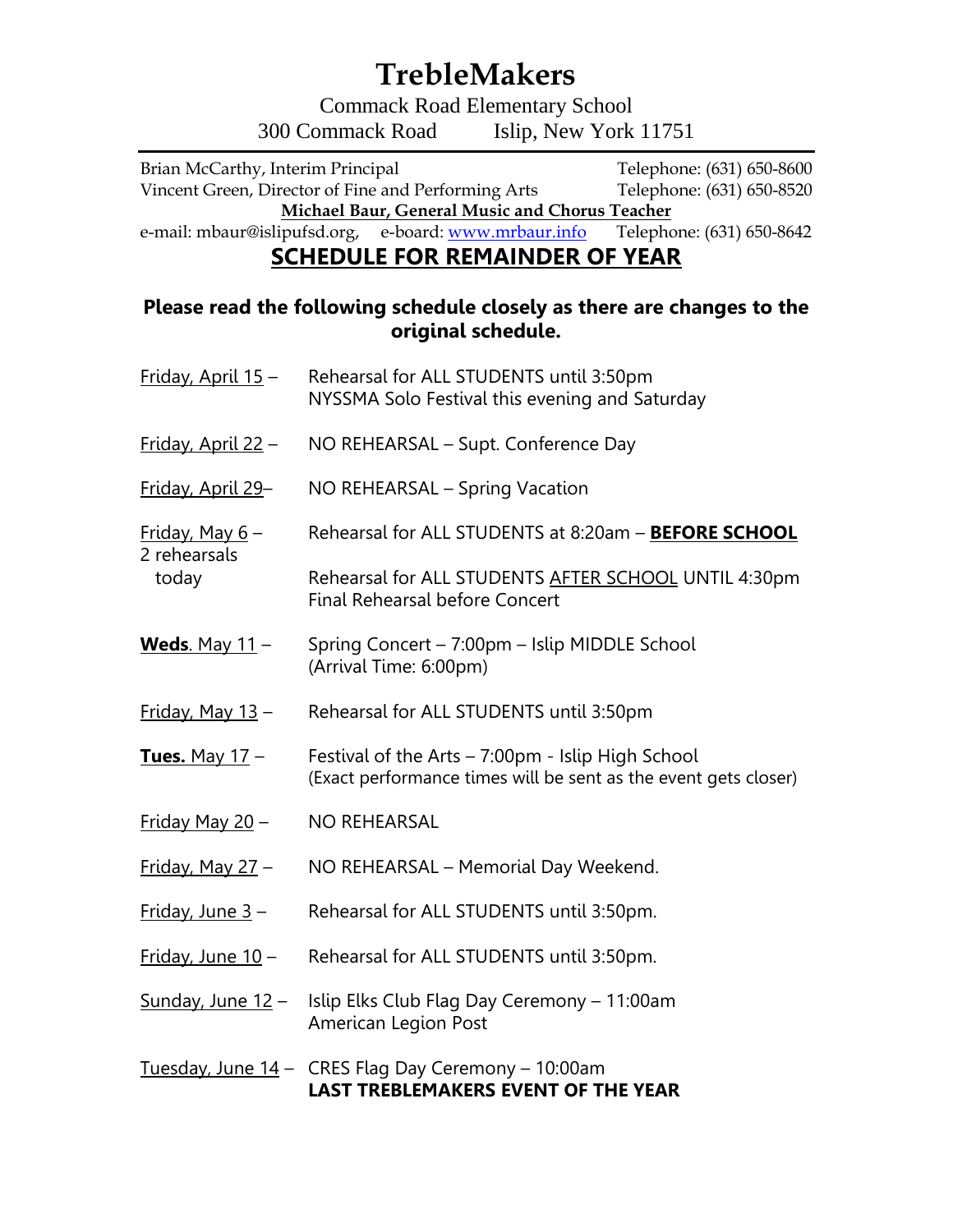# TrebleMakers

Commack Road Elementary School
300 Commack Road Islip, New York 11751

---

Brian McCarthy, Interim Principal Telephone: (631) 650-8600
Vincent Green, Director of Fine and Performing Arts Telephone: (631) 650-8520
**Michael Baur, General Music and Chorus Teacher**
e-mail: mbaur@islipufsd.org, e-board: www.mrbaur.info Telephone: (631) 650-8642

## SCHEDULE FOR REMAINDER OF YEAR

**Please read the following schedule closely as there are changes to the original schedule.**

Friday, April 15 – Rehearsal for ALL STUDENTS until 3:50pm
NYSSMA Solo Festival this evening and Saturday

Friday, April 22 – NO REHEARSAL – Supt. Conference Day

Friday, April 29– NO REHEARSAL – Spring Vacation

Friday, May 6 – 2 rehearsals today
Rehearsal for ALL STUDENTS at 8:20am – **BEFORE SCHOOL**
Rehearsal for ALL STUDENTS AFTER SCHOOL UNTIL 4:30pm
Final Rehearsal before Concert

**Weds**. May 11 – Spring Concert – 7:00pm – Islip MIDDLE School
(Arrival Time: 6:00pm)

Friday, May 13 – Rehearsal for ALL STUDENTS until 3:50pm

**Tues.** May 17 – Festival of the Arts – 7:00pm - Islip High School
(Exact performance times will be sent as the event gets closer)

Friday May 20 – NO REHEARSAL

Friday, May 27 – NO REHEARSAL – Memorial Day Weekend.

Friday, June 3 – Rehearsal for ALL STUDENTS until 3:50pm.

Friday, June 10 – Rehearsal for ALL STUDENTS until 3:50pm.

Sunday, June 12 – Islip Elks Club Flag Day Ceremony – 11:00am
American Legion Post

Tuesday, June 14 – CRES Flag Day Ceremony – 10:00am
**LAST TREBLEMAKERS EVENT OF THE YEAR**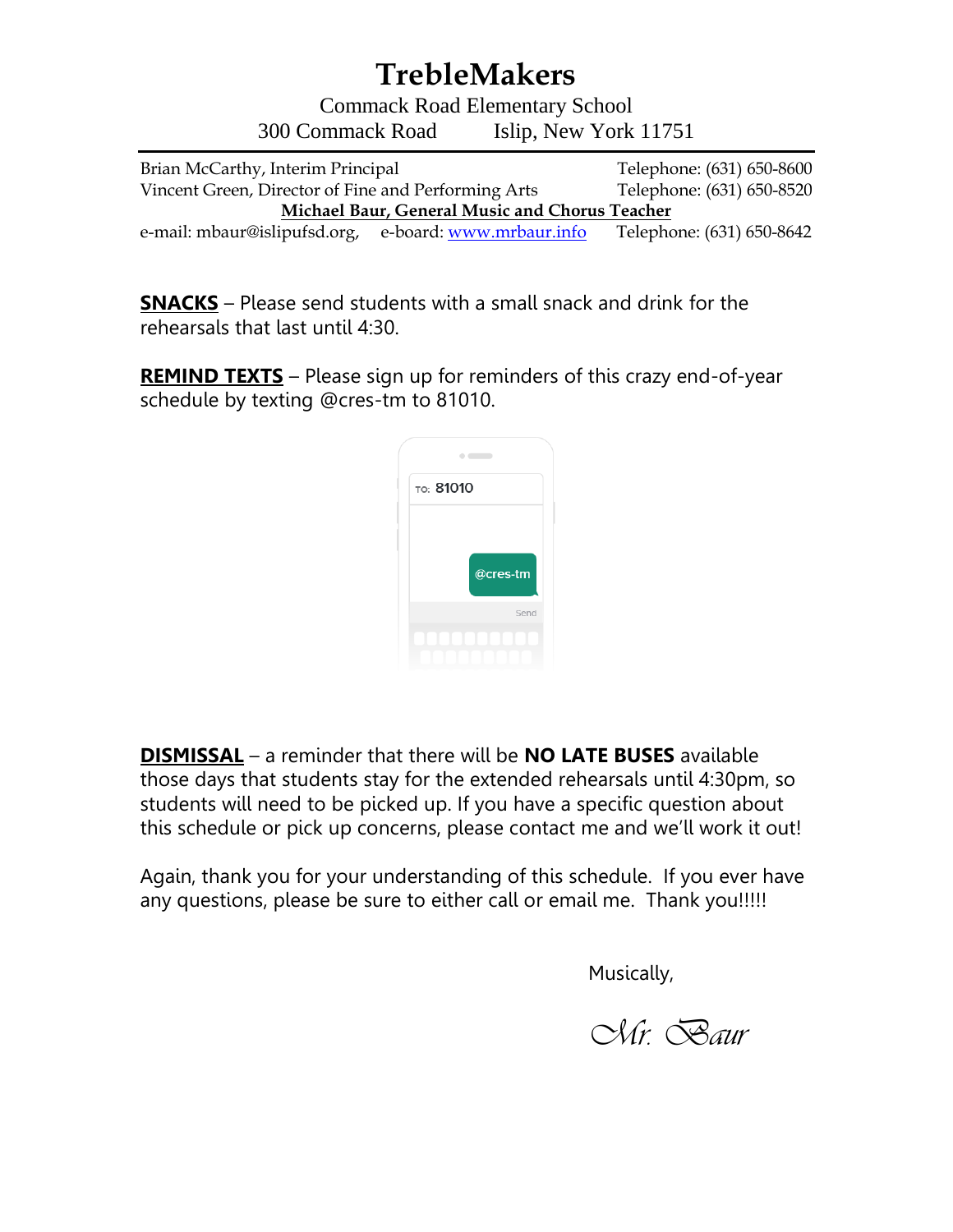# TrebleMakers

Commack Road Elementary School

300 Commack Road Islip, New York 11751

Brian McCarthy, Interim Principal Telephone: (631) 650-8600
Vincent Green, Director of Fine and Performing Arts Telephone: (631) 650-8520

**Michael Baur, General Music and Chorus Teacher**

e-mail: mbaur@islipufsd.org, e-board: www.mrbaur.info Telephone: (631) 650-8642

**SNACKS** – Please send students with a small snack and drink for the rehearsals that last until 4:30.

**REMIND TEXTS** – Please sign up for reminders of this crazy end-of-year schedule by texting @cres-tm to 81010.

TO: 81010

@cres-tm

Send

**DISMISSAL** – a reminder that there will be **NO LATE BUSES** available those days that students stay for the extended rehearsals until 4:30pm, so students will need to be picked up. If you have a specific question about this schedule or pick up concerns, please contact me and we'll work it out!

Again, thank you for your understanding of this schedule. If you ever have any questions, please be sure to either call or email me. Thank you!!!!!

Musically,

*Mr. Baur*